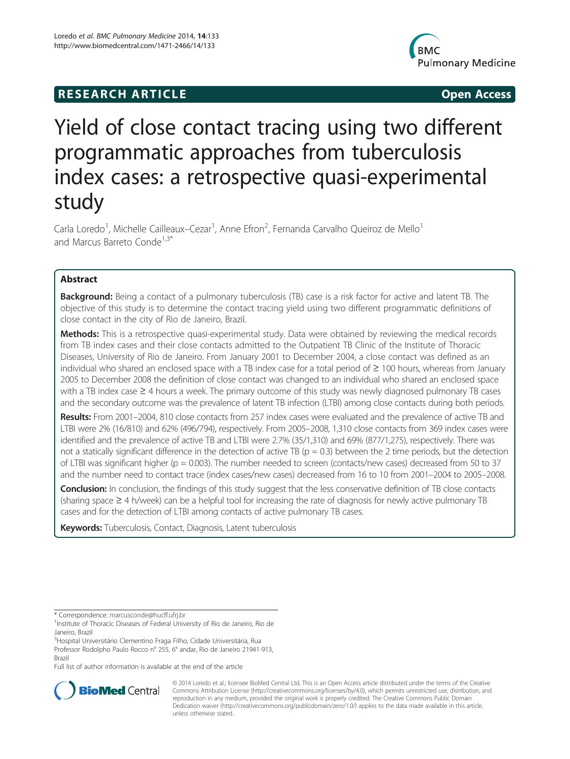RESEARCH ARTICLE | Open Access

# Yield of close contact tracing using two different programmatic approaches from tuberculosis index cases: a retrospective quasi-experimental study

Carla Loredo[1], Michelle Cailleaux–Cezar[1], Anne Efron[2], Fernanda Carvalho Queiroz de Mello[1] and Marcus Barreto Conde[1,3*]

## Abstract

**Background:** Being a contact of a pulmonary tuberculosis (TB) case is a risk factor for active and latent TB. The objective of this study is to determine the contact tracing yield using two different programmatic definitions of close contact in the city of Rio de Janeiro, Brazil.

**Methods:** This is a retrospective quasi-experimental study. Data were obtained by reviewing the medical records from TB index cases and their close contacts admitted to the Outpatient TB Clinic of the Institute of Thoracic Diseases, University of Rio de Janeiro. From January 2001 to December 2004, a close contact was defined as an individual who shared an enclosed space with a TB index case for a total period of ≥ 100 hours, whereas from January 2005 to December 2008 the definition of close contact was changed to an individual who shared an enclosed space with a TB index case ≥ 4 hours a week. The primary outcome of this study was newly diagnosed pulmonary TB cases and the secondary outcome was the prevalence of latent TB infection (LTBI) among close contacts during both periods.

**Results:** From 2001–2004, 810 close contacts from 257 index cases were evaluated and the prevalence of active TB and LTBI were 2% (16/810) and 62% (496/794), respectively. From 2005–2008, 1,310 close contacts from 369 index cases were identified and the prevalence of active TB and LTBI were 2.7% (35/1,310) and 69% (877/1,275), respectively. There was not a statically significant difference in the detection of active TB ($p = 0.3$) between the 2 time periods, but the detection of LTBI was significant higher ($p = 0.003$). The number needed to screen (contacts/new cases) decreased from 50 to 37 and the number need to contact trace (index cases/new cases) decreased from 16 to 10 from 2001–2004 to 2005–2008.

**Conclusion:** In conclusion, the findings of this study suggest that the less conservative definition of TB close contacts (sharing space ≥ 4 h/week) can be a helpful tool for increasing the rate of diagnosis for newly active pulmonary TB cases and for the detection of LTBI among contacts of active pulmonary TB cases.

**Keywords:** Tuberculosis, Contact, Diagnosis, Latent tuberculosis

---

\* Correspondence: marcusconde@hucff.ufrj.br

[1]Institute of Thoracic Diseases of Federal University of Rio de Janeiro, Rio de Janeiro, Brazil

[3]Hospital Universitário Clementino Fraga Filho, Cidade Universitária, Rua Professor Rodolpho Paulo Rocco n° 255, 6° andar, Rio de Janeiro 21941-913, Brazil

Full list of author information is available at the end of the article

© 2014 Loredo et al.; licensee BioMed Central Ltd. This is an Open Access article distributed under the terms of the Creative Commons Attribution License (http://creativecommons.org/licenses/by/4.0), which permits unrestricted use, distribution, and reproduction in any medium, provided the original work is properly credited. The Creative Commons Public Domain Dedication waiver (http://creativecommons.org/publicdomain/zero/1.0/) applies to the data made available in this article, unless otherwise stated.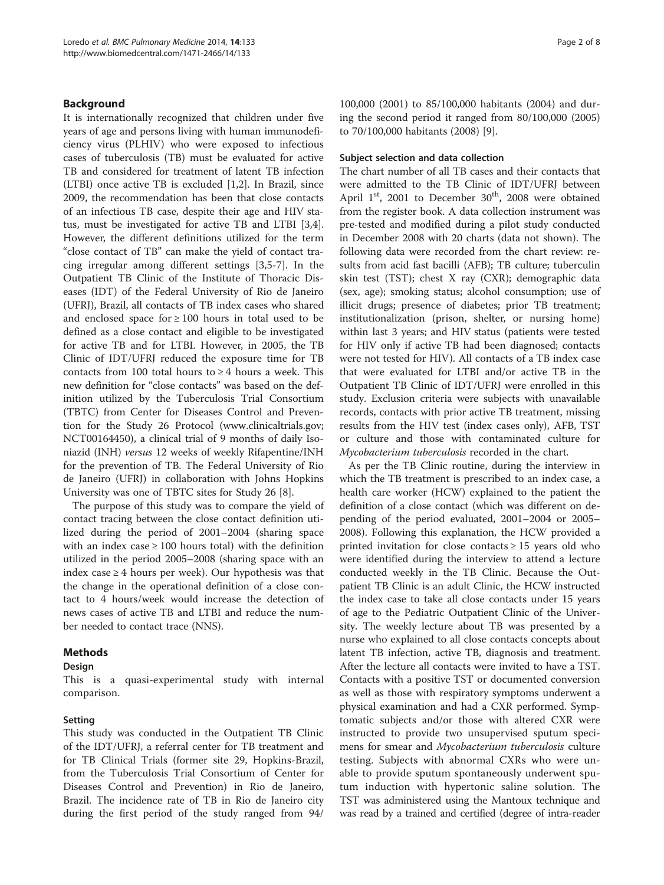## Background

It is internationally recognized that children under five years of age and persons living with human immunodeficiency virus (PLHIV) who were exposed to infectious cases of tuberculosis (TB) must be evaluated for active TB and considered for treatment of latent TB infection (LTBI) once active TB is excluded [1,2]. In Brazil, since 2009, the recommendation has been that close contacts of an infectious TB case, despite their age and HIV status, must be investigated for active TB and LTBI [3,4]. However, the different definitions utilized for the term "close contact of TB" can make the yield of contact tracing irregular among different settings [3,5-7]. In the Outpatient TB Clinic of the Institute of Thoracic Diseases (IDT) of the Federal University of Rio de Janeiro (UFRJ), Brazil, all contacts of TB index cases who shared and enclosed space for ≥ 100 hours in total used to be defined as a close contact and eligible to be investigated for active TB and for LTBI. However, in 2005, the TB Clinic of IDT/UFRJ reduced the exposure time for TB contacts from 100 total hours to ≥ 4 hours a week. This new definition for "close contacts" was based on the definition utilized by the Tuberculosis Trial Consortium (TBTC) from Center for Diseases Control and Prevention for the Study 26 Protocol (www.clinicaltrials.gov; NCT00164450), a clinical trial of 9 months of daily Isoniazid (INH) *versus* 12 weeks of weekly Rifapentine/INH for the prevention of TB. The Federal University of Rio de Janeiro (UFRJ) in collaboration with Johns Hopkins University was one of TBTC sites for Study 26 [8].

The purpose of this study was to compare the yield of contact tracing between the close contact definition utilized during the period of 2001–2004 (sharing space with an index case ≥ 100 hours total) with the definition utilized in the period 2005–2008 (sharing space with an index case ≥ 4 hours per week). Our hypothesis was that the change in the operational definition of a close contact to 4 hours/week would increase the detection of news cases of active TB and LTBI and reduce the number needed to contact trace (NNS).

## Methods

### Design

This is a quasi-experimental study with internal comparison.

### Setting

This study was conducted in the Outpatient TB Clinic of the IDT/UFRJ, a referral center for TB treatment and for TB Clinical Trials (former site 29, Hopkins-Brazil, from the Tuberculosis Trial Consortium of Center for Diseases Control and Prevention) in Rio de Janeiro, Brazil. The incidence rate of TB in Rio de Janeiro city during the first period of the study ranged from 94/100,000 (2001) to 85/100,000 habitants (2004) and during the second period it ranged from 80/100,000 (2005) to 70/100,000 habitants (2008) [9].

### Subject selection and data collection

The chart number of all TB cases and their contacts that were admitted to the TB Clinic of IDT/UFRJ between April 1[st], 2001 to December 30[th], 2008 were obtained from the register book. A data collection instrument was pre-tested and modified during a pilot study conducted in December 2008 with 20 charts (data not shown). The following data were recorded from the chart review: results from acid fast bacilli (AFB); TB culture; tuberculin skin test (TST); chest X ray (CXR); demographic data (sex, age); smoking status; alcohol consumption; use of illicit drugs; presence of diabetes; prior TB treatment; institutionalization (prison, shelter, or nursing home) within last 3 years; and HIV status (patients were tested for HIV only if active TB had been diagnosed; contacts were not tested for HIV). All contacts of a TB index case that were evaluated for LTBI and/or active TB in the Outpatient TB Clinic of IDT/UFRJ were enrolled in this study. Exclusion criteria were subjects with unavailable records, contacts with prior active TB treatment, missing results from the HIV test (index cases only), AFB, TST or culture and those with contaminated culture for *Mycobacterium tuberculosis* recorded in the chart.

As per the TB Clinic routine, during the interview in which the TB treatment is prescribed to an index case, a health care worker (HCW) explained to the patient the definition of a close contact (which was different on depending of the period evaluated, 2001–2004 or 2005–2008). Following this explanation, the HCW provided a printed invitation for close contacts ≥ 15 years old who were identified during the interview to attend a lecture conducted weekly in the TB Clinic. Because the Outpatient TB Clinic is an adult Clinic, the HCW instructed the index case to take all close contacts under 15 years of age to the Pediatric Outpatient Clinic of the University. The weekly lecture about TB was presented by a nurse who explained to all close contacts concepts about latent TB infection, active TB, diagnosis and treatment. After the lecture all contacts were invited to have a TST. Contacts with a positive TST or documented conversion as well as those with respiratory symptoms underwent a physical examination and had a CXR performed. Symptomatic subjects and/or those with altered CXR were instructed to provide two unsupervised sputum specimens for smear and *Mycobacterium tuberculosis* culture testing. Subjects with abnormal CXRs who were unable to provide sputum spontaneously underwent sputum induction with hypertonic saline solution. The TST was administered using the Mantoux technique and was read by a trained and certified (degree of intra-reader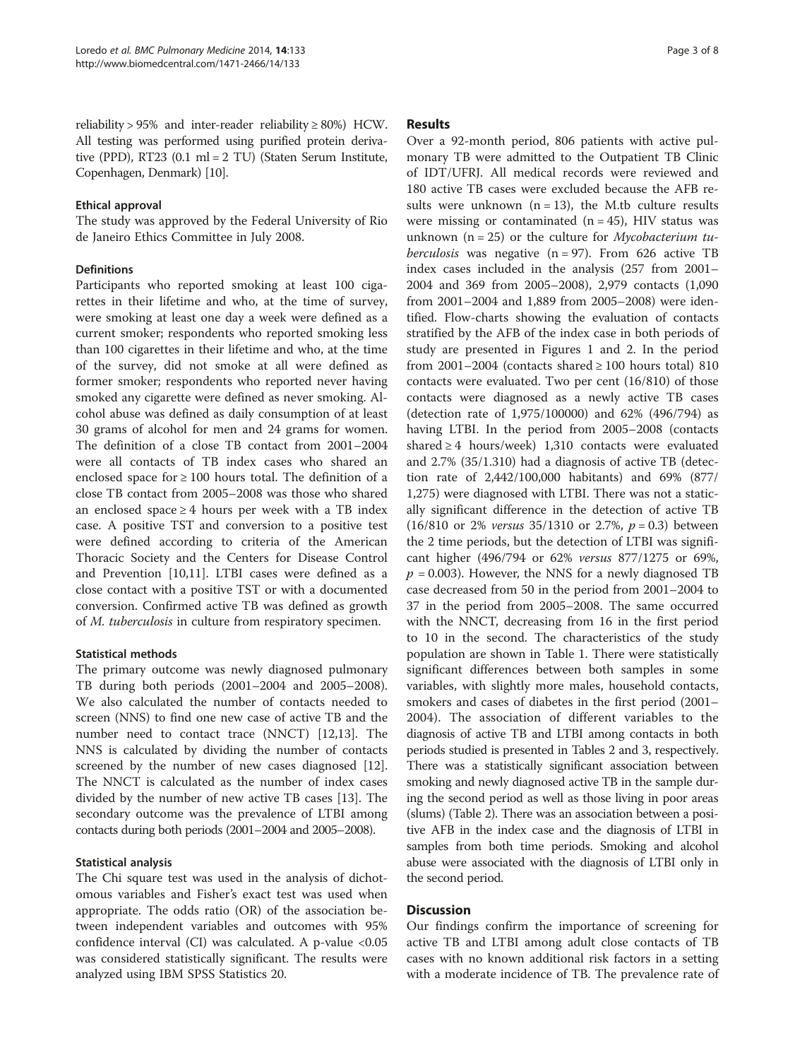reliability > 95% and inter-reader reliability ≥ 80%) HCW. All testing was performed using purified protein derivative (PPD), RT23 (0.1 ml = 2 TU) (Staten Serum Institute, Copenhagen, Denmark) [10].

### Ethical approval

The study was approved by the Federal University of Rio de Janeiro Ethics Committee in July 2008.

### Definitions

Participants who reported smoking at least 100 cigarettes in their lifetime and who, at the time of survey, were smoking at least one day a week were defined as a current smoker; respondents who reported smoking less than 100 cigarettes in their lifetime and who, at the time of the survey, did not smoke at all were defined as former smoker; respondents who reported never having smoked any cigarette were defined as never smoking. Alcohol abuse was defined as daily consumption of at least 30 grams of alcohol for men and 24 grams for women. The definition of a close TB contact from 2001–2004 were all contacts of TB index cases who shared an enclosed space for ≥ 100 hours total. The definition of a close TB contact from 2005–2008 was those who shared an enclosed space ≥ 4 hours per week with a TB index case. A positive TST and conversion to a positive test were defined according to criteria of the American Thoracic Society and the Centers for Disease Control and Prevention [10,11]. LTBI cases were defined as a close contact with a positive TST or with a documented conversion. Confirmed active TB was defined as growth of *M. tuberculosis* in culture from respiratory specimen.

### Statistical methods

The primary outcome was newly diagnosed pulmonary TB during both periods (2001–2004 and 2005–2008). We also calculated the number of contacts needed to screen (NNS) to find one new case of active TB and the number need to contact trace (NNCT) [12,13]. The NNS is calculated by dividing the number of contacts screened by the number of new cases diagnosed [12]. The NNCT is calculated as the number of index cases divided by the number of new active TB cases [13]. The secondary outcome was the prevalence of LTBI among contacts during both periods (2001–2004 and 2005–2008).

### Statistical analysis

The Chi square test was used in the analysis of dichotomous variables and Fisher's exact test was used when appropriate. The odds ratio (OR) of the association between independent variables and outcomes with 95% confidence interval (CI) was calculated. A p-value <0.05 was considered statistically significant. The results were analyzed using IBM SPSS Statistics 20.

## Results

Over a 92-month period, 806 patients with active pulmonary TB were admitted to the Outpatient TB Clinic of IDT/UFRJ. All medical records were reviewed and 180 active TB cases were excluded because the AFB results were unknown (n = 13), the M.tb culture results were missing or contaminated (n = 45), HIV status was unknown (n = 25) or the culture for *Mycobacterium tuberculosis* was negative (n = 97). From 626 active TB index cases included in the analysis (257 from 2001–2004 and 369 from 2005–2008), 2,979 contacts (1,090 from 2001–2004 and 1,889 from 2005–2008) were identified. Flow-charts showing the evaluation of contacts stratified by the AFB of the index case in both periods of study are presented in Figures 1 and 2. In the period from 2001–2004 (contacts shared ≥ 100 hours total) 810 contacts were evaluated. Two per cent (16/810) of those contacts were diagnosed as a newly active TB cases (detection rate of 1,975/100000) and 62% (496/794) as having LTBI. In the period from 2005–2008 (contacts shared ≥ 4 hours/week) 1,310 contacts were evaluated and 2.7% (35/1.310) had a diagnosis of active TB (detection rate of 2,442/100,000 habitants) and 69% (877/1,275) were diagnosed with LTBI. There was not a statically significant difference in the detection of active TB (16/810 or 2% *versus* 35/1310 or 2.7%, $p = 0.3$) between the 2 time periods, but the detection of LTBI was significant higher (496/794 or 62% *versus* 877/1275 or 69%, $p = 0.003$). However, the NNS for a newly diagnosed TB case decreased from 50 in the period from 2001–2004 to 37 in the period from 2005–2008. The same occurred with the NNCT, decreasing from 16 in the first period to 10 in the second. The characteristics of the study population are shown in Table 1. There were statistically significant differences between both samples in some variables, with slightly more males, household contacts, smokers and cases of diabetes in the first period (2001–2004). The association of different variables to the diagnosis of active TB and LTBI among contacts in both periods studied is presented in Tables 2 and 3, respectively. There was a statistically significant association between smoking and newly diagnosed active TB in the sample during the second period as well as those living in poor areas (slums) (Table 2). There was an association between a positive AFB in the index case and the diagnosis of LTBI in samples from both time periods. Smoking and alcohol abuse were associated with the diagnosis of LTBI only in the second period.

## Discussion

Our findings confirm the importance of screening for active TB and LTBI among adult close contacts of TB cases with no known additional risk factors in a setting with a moderate incidence of TB. The prevalence rate of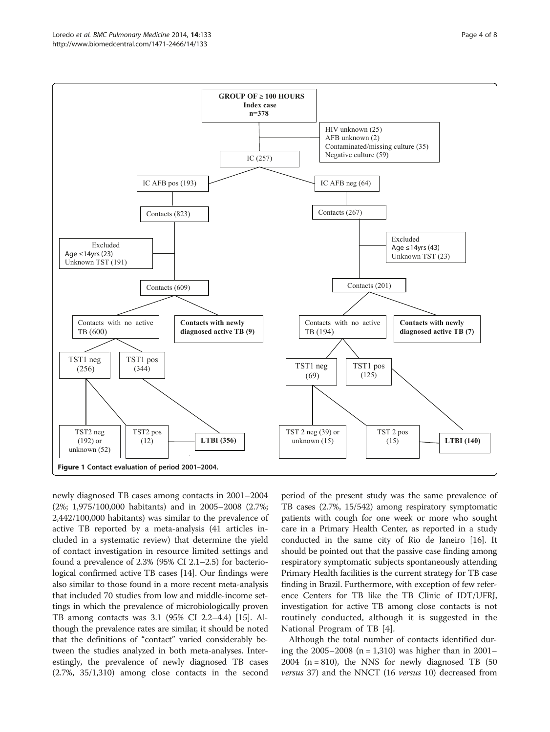GROUP OF ≥ 100 HOURS
Index case
n=378

HIV unknown (25)
AFB unknown (2)
Contaminated/missing culture (35)
Negative culture (59)

IC (257)

IC AFB pos (193) | IC AFB neg (64)

Contacts (823) | Contacts (267)

Excluded
Age ≤14yrs (23)
Unknown TST (191)

Excluded
Age ≤14yrs (43)
Unknown TST (23)

Contacts (609) | Contacts (201)

Contacts with no active TB (600) | **Contacts with newly diagnosed active TB (9)**

Contacts with no active TB (194) | **Contacts with newly diagnosed active TB (7)**

TST1 neg (256) | TST1 pos (344) | TST1 neg (69) | TST1 pos (125)

TST2 neg (192) or unknown (52) | TST2 pos (12) | **LTBI (356)**

TST 2 neg (39) or unknown (15) | TST 2 pos (15) | **LTBI (140)**

**Figure 1 Contact evaluation of period 2001–2004.**

newly diagnosed TB cases among contacts in 2001–2004 (2%; 1,975/100,000 habitants) and in 2005–2008 (2.7%; 2,442/100,000 habitants) was similar to the prevalence of active TB reported by a meta-analysis (41 articles included in a systematic review) that determine the yield of contact investigation in resource limited settings and found a prevalence of 2.3% (95% CI 2.1–2.5) for bacteriological confirmed active TB cases [14]. Our findings were also similar to those found in a more recent meta-analysis that included 70 studies from low and middle-income settings in which the prevalence of microbiologically proven TB among contacts was 3.1 (95% CI 2.2–4.4) [15]. Although the prevalence rates are similar, it should be noted that the definitions of "contact" varied considerably between the studies analyzed in both meta-analyses. Interestingly, the prevalence of newly diagnosed TB cases (2.7%, 35/1,310) among close contacts in the second period of the present study was the same prevalence of TB cases (2.7%, 15/542) among respiratory symptomatic patients with cough for one week or more who sought care in a Primary Health Center, as reported in a study conducted in the same city of Rio de Janeiro [16]. It should be pointed out that the passive case finding among respiratory symptomatic subjects spontaneously attending Primary Health facilities is the current strategy for TB case finding in Brazil. Furthermore, with exception of few reference Centers for TB like the TB Clinic of IDT/UFRJ, investigation for active TB among close contacts is not routinely conducted, although it is suggested in the National Program of TB [4].

Although the total number of contacts identified during the 2005–2008 (n = 1,310) was higher than in 2001–2004 (n = 810), the NNS for newly diagnosed TB (50 *versus* 37) and the NNCT (16 *versus* 10) decreased from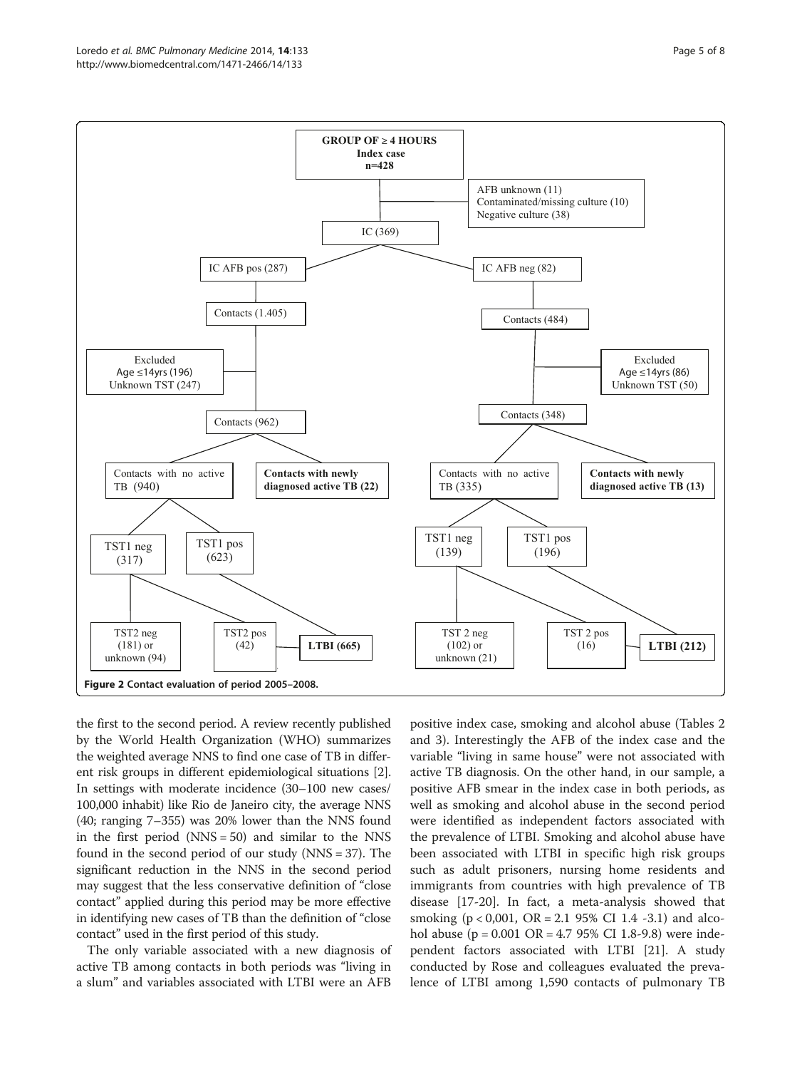**GROUP OF ≥ 4 HOURS**
**Index case**
**n=428**

- AFB unknown (11)
- Contaminated/missing culture (10)
- Negative culture (38)

IC (369)

- IC AFB pos (287)
  - Contacts (1.405)
  - Excluded: Age ≤14yrs (196), Unknown TST (247)
  - Contacts (962)
    - Contacts with no active TB (940)
      - TST1 neg (317)
        - TST2 neg (181) or unknown (94)
        - TST2 pos (42)
      - TST1 pos (623)
      - **LTBI (665)**
    - **Contacts with newly diagnosed active TB (22)**
- IC AFB neg (82)
  - Contacts (484)
  - Excluded: Age ≤14yrs (86), Unknown TST (50)
  - Contacts (348)
    - Contacts with no active TB (335)
      - TST1 neg (139)
        - TST 2 neg (102) or unknown (21)
        - TST 2 pos (16)
      - TST1 pos (196)
      - **LTBI (212)**
    - **Contacts with newly diagnosed active TB (13)**

**Figure 2 Contact evaluation of period 2005–2008.**

the first to the second period. A review recently published by the World Health Organization (WHO) summarizes the weighted average NNS to find one case of TB in different risk groups in different epidemiological situations [2]. In settings with moderate incidence (30–100 new cases/100,000 inhabit) like Rio de Janeiro city, the average NNS (40; ranging 7–355) was 20% lower than the NNS found in the first period (NNS = 50) and similar to the NNS found in the second period of our study (NNS = 37). The significant reduction in the NNS in the second period may suggest that the less conservative definition of "close contact" applied during this period may be more effective in identifying new cases of TB than the definition of "close contact" used in the first period of this study.

The only variable associated with a new diagnosis of active TB among contacts in both periods was "living in a slum" and variables associated with LTBI were an AFB positive index case, smoking and alcohol abuse (Tables 2 and 3). Interestingly the AFB of the index case and the variable "living in same house" were not associated with active TB diagnosis. On the other hand, in our sample, a positive AFB smear in the index case in both periods, as well as smoking and alcohol abuse in the second period were identified as independent factors associated with the prevalence of LTBI. Smoking and alcohol abuse have been associated with LTBI in specific high risk groups such as adult prisoners, nursing home residents and immigrants from countries with high prevalence of TB disease [17-20]. In fact, a meta-analysis showed that smoking ($p < 0,001$, OR = 2.1 95% CI 1.4 -3.1) and alcohol abuse ($p = 0.001$ OR = 4.7 95% CI 1.8-9.8) were independent factors associated with LTBI [21]. A study conducted by Rose and colleagues evaluated the prevalence of LTBI among 1,590 contacts of pulmonary TB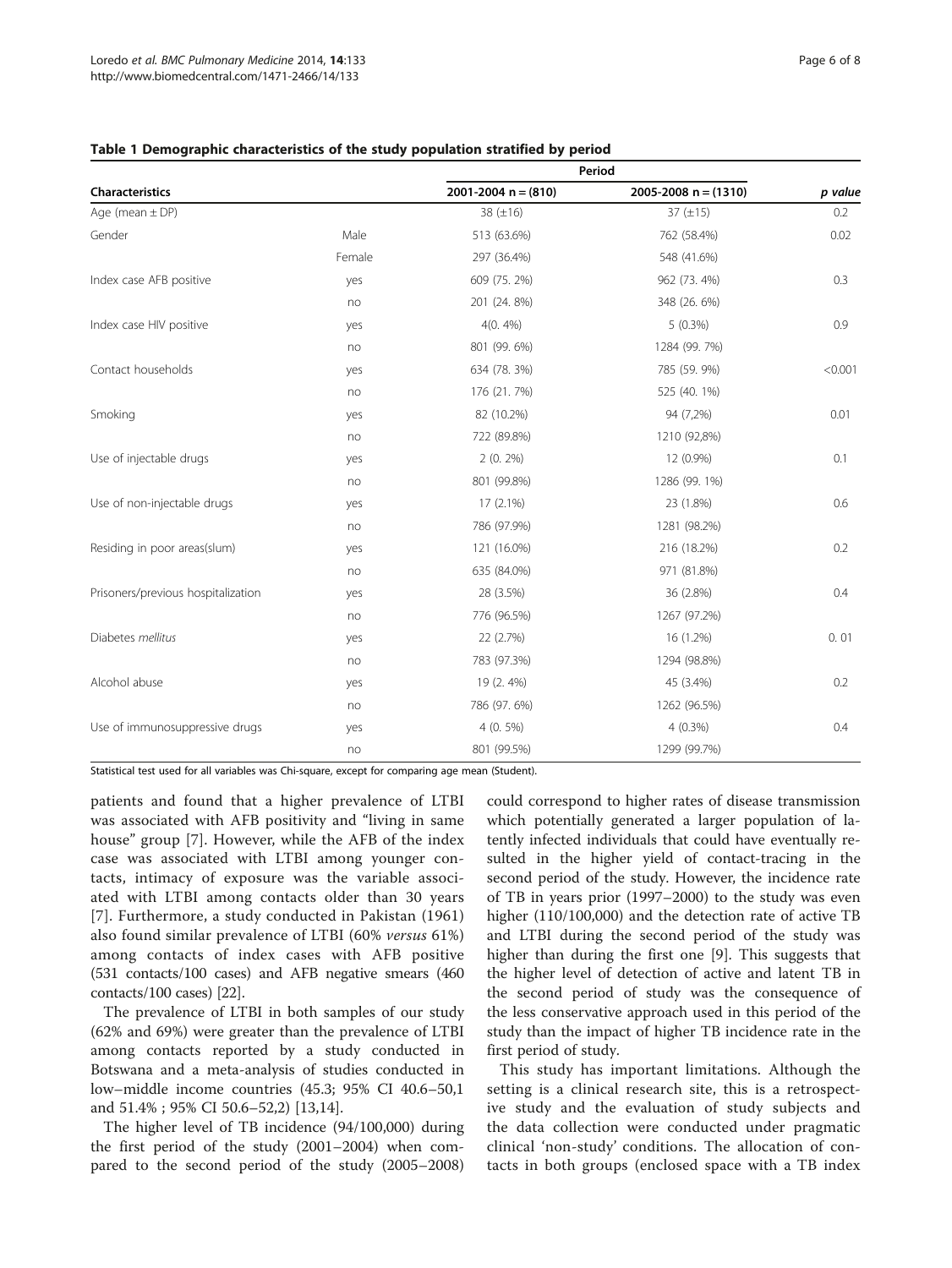**Table 1 Demographic characteristics of the study population stratified by period**

| Characteristics | | Period | | |
|---|---|---|---|---|
| | | 2001-2004 n = (810) | 2005-2008 n = (1310) | *p value* |
| Age (mean ± DP) | | 38 (±16) | 37 (±15) | 0.2 |
| Gender | Male | 513 (63.6%) | 762 (58.4%) | 0.02 |
| | Female | 297 (36.4%) | 548 (41.6%) | |
| Index case AFB positive | yes | 609 (75. 2%) | 962 (73. 4%) | 0.3 |
| | no | 201 (24. 8%) | 348 (26. 6%) | |
| Index case HIV positive | yes | 4(0. 4%) | 5 (0.3%) | 0.9 |
| | no | 801 (99. 6%) | 1284 (99. 7%) | |
| Contact households | yes | 634 (78. 3%) | 785 (59. 9%) | <0.001 |
| | no | 176 (21. 7%) | 525 (40. 1%) | |
| Smoking | yes | 82 (10.2%) | 94 (7,2%) | 0.01 |
| | no | 722 (89.8%) | 1210 (92,8%) | |
| Use of injectable drugs | yes | 2 (0. 2%) | 12 (0.9%) | 0.1 |
| | no | 801 (99.8%) | 1286 (99. 1%) | |
| Use of non-injectable drugs | yes | 17 (2.1%) | 23 (1.8%) | 0.6 |
| | no | 786 (97.9%) | 1281 (98.2%) | |
| Residing in poor areas(slum) | yes | 121 (16.0%) | 216 (18.2%) | 0.2 |
| | no | 635 (84.0%) | 971 (81.8%) | |
| Prisoners/previous hospitalization | yes | 28 (3.5%) | 36 (2.8%) | 0.4 |
| | no | 776 (96.5%) | 1267 (97.2%) | |
| Diabetes *mellitus* | yes | 22 (2.7%) | 16 (1.2%) | 0. 01 |
| | no | 783 (97.3%) | 1294 (98.8%) | |
| Alcohol abuse | yes | 19 (2. 4%) | 45 (3.4%) | 0.2 |
| | no | 786 (97. 6%) | 1262 (96.5%) | |
| Use of immunosuppressive drugs | yes | 4 (0. 5%) | 4 (0.3%) | 0.4 |
| | no | 801 (99.5%) | 1299 (99.7%) | |

Statistical test used for all variables was Chi-square, except for comparing age mean (Student).

patients and found that a higher prevalence of LTBI was associated with AFB positivity and "living in same house" group [7]. However, while the AFB of the index case was associated with LTBI among younger contacts, intimacy of exposure was the variable associated with LTBI among contacts older than 30 years [7]. Furthermore, a study conducted in Pakistan (1961) also found similar prevalence of LTBI (60% *versus* 61%) among contacts of index cases with AFB positive (531 contacts/100 cases) and AFB negative smears (460 contacts/100 cases) [22].

The prevalence of LTBI in both samples of our study (62% and 69%) were greater than the prevalence of LTBI among contacts reported by a study conducted in Botswana and a meta-analysis of studies conducted in low–middle income countries (45.3; 95% CI 40.6–50,1 and 51.4% ; 95% CI 50.6–52,2) [13,14].

The higher level of TB incidence (94/100,000) during the first period of the study (2001–2004) when compared to the second period of the study (2005–2008) could correspond to higher rates of disease transmission which potentially generated a larger population of latently infected individuals that could have eventually resulted in the higher yield of contact-tracing in the second period of the study. However, the incidence rate of TB in years prior (1997–2000) to the study was even higher (110/100,000) and the detection rate of active TB and LTBI during the second period of the study was higher than during the first one [9]. This suggests that the higher level of detection of active and latent TB in the second period of study was the consequence of the less conservative approach used in this period of the study than the impact of higher TB incidence rate in the first period of study.

This study has important limitations. Although the setting is a clinical research site, this is a retrospective study and the evaluation of study subjects and the data collection were conducted under pragmatic clinical 'non-study' conditions. The allocation of contacts in both groups (enclosed space with a TB index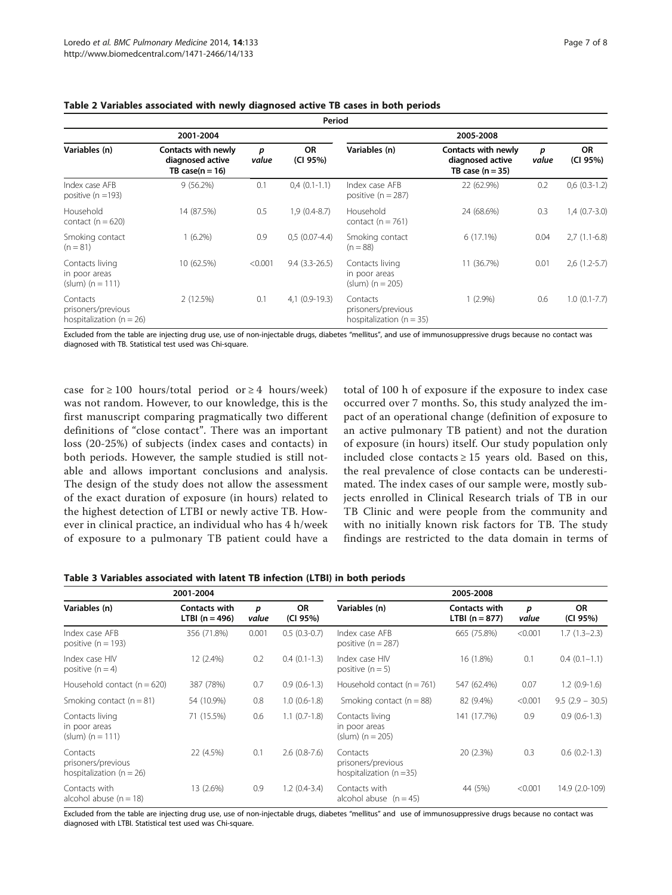**Table 2 Variables associated with newly diagnosed active TB cases in both periods**

| Period | | | | | | | |
|---|---|---|---|---|---|---|---|
| 2001-2004 | | | | 2005-2008 | | | |
| Variables (n) | Contacts with newly diagnosed active TB case(n = 16) | *p* value | OR (CI 95%) | Variables (n) | Contacts with newly diagnosed active TB case (n = 35) | *p* value | OR (CI 95%) |
| Index case AFB positive (n =193) | 9 (56.2%) | 0.1 | 0,4 (0.1-1.1) | Index case AFB positive (n = 287) | 22 (62.9%) | 0.2 | 0,6 (0.3-1.2) |
| Household contact (n = 620) | 14 (87.5%) | 0.5 | 1,9 (0.4-8.7) | Household contact (n = 761) | 24 (68.6%) | 0.3 | 1,4 (0.7-3.0) |
| Smoking contact (n = 81) | 1 (6.2%) | 0.9 | 0,5 (0.07-4.4) | Smoking contact (n = 88) | 6 (17.1%) | 0.04 | 2,7 (1.1-6.8) |
| Contacts living in poor areas (slum) (n = 111) | 10 (62.5%) | <0.001 | 9.4 (3.3-26.5) | Contacts living in poor areas (slum) (n = 205) | 11 (36.7%) | 0.01 | 2,6 (1.2-5.7) |
| Contacts prisoners/previous hospitalization (n = 26) | 2 (12.5%) | 0.1 | 4,1 (0.9-19.3) | Contacts prisoners/previous hospitalization (n = 35) | 1 (2.9%) | 0.6 | 1.0 (0.1-7.7) |

Excluded from the table are injecting drug use, use of non-injectable drugs, diabetes "mellitus", and use of immunosuppressive drugs because no contact was diagnosed with TB. Statistical test used was Chi-square.

case for ≥ 100 hours/total period or ≥ 4 hours/week) was not random. However, to our knowledge, this is the first manuscript comparing pragmatically two different definitions of "close contact". There was an important loss (20-25%) of subjects (index cases and contacts) in both periods. However, the sample studied is still notable and allows important conclusions and analysis. The design of the study does not allow the assessment of the exact duration of exposure (in hours) related to the highest detection of LTBI or newly active TB. However in clinical practice, an individual who has 4 h/week of exposure to a pulmonary TB patient could have a total of 100 h of exposure if the exposure to index case occurred over 7 months. So, this study analyzed the impact of an operational change (definition of exposure to an active pulmonary TB patient) and not the duration of exposure (in hours) itself. Our study population only included close contacts ≥ 15 years old. Based on this, the real prevalence of close contacts can be underestimated. The index cases of our sample were, mostly subjects enrolled in Clinical Research trials of TB in our TB Clinic and were people from the community and with no initially known risk factors for TB. The study findings are restricted to the data domain in terms of

**Table 3 Variables associated with latent TB infection (LTBI) in both periods**

| 2001-2004 | | | | 2005-2008 | | | |
|---|---|---|---|---|---|---|---|
| Variables (n) | Contacts with LTBI (n = 496) | *p* value | OR (CI 95%) | Variables (n) | Contacts with LTBI (n = 877) | *p* value | OR (CI 95%) |
| Index case AFB positive (n = 193) | 356 (71.8%) | 0.001 | 0.5 (0.3-0.7) | Index case AFB positive (n = 287) | 665 (75.8%) | <0.001 | 1.7 (1.3–2.3) |
| Index case HIV positive (n = 4) | 12 (2.4%) | 0.2 | 0.4 (0.1-1.3) | Index case HIV positive (n = 5) | 16 (1.8%) | 0.1 | 0.4 (0.1–1.1) |
| Household contact (n = 620) | 387 (78%) | 0.7 | 0.9 (0.6-1.3) | Household contact (n = 761) | 547 (62.4%) | 0.07 | 1.2 (0.9-1.6) |
| Smoking contact (n = 81) | 54 (10.9%) | 0.8 | 1.0 (0.6-1.8) | Smoking contact (n = 88) | 82 (9.4%) | <0.001 | 9.5 (2.9 – 30.5) |
| Contacts living in poor areas (slum) (n = 111) | 71 (15.5%) | 0.6 | 1.1 (0.7-1.8) | Contacts living in poor areas (slum) (n = 205) | 141 (17.7%) | 0.9 | 0.9 (0.6-1.3) |
| Contacts prisoners/previous hospitalization (n = 26) | 22 (4.5%) | 0.1 | 2.6 (0.8-7.6) | Contacts prisoners/previous hospitalization (n =35) | 20 (2.3%) | 0.3 | 0.6 (0.2-1.3) |
| Contacts with alcohol abuse (n = 18) | 13 (2.6%) | 0.9 | 1.2 (0.4-3.4) | Contacts with alcohol abuse (n = 45) | 44 (5%) | <0.001 | 14.9 (2.0-109) |

Excluded from the table are injecting drug use, use of non-injectable drugs, diabetes "mellitus" and use of immunosuppressive drugs because no contact was diagnosed with LTBI. Statistical test used was Chi-square.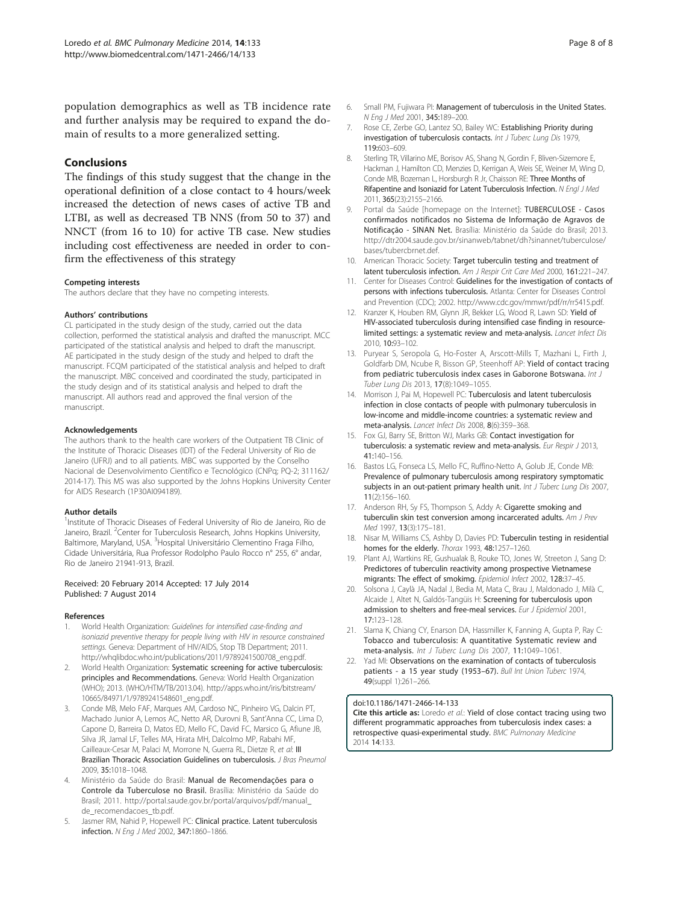population demographics as well as TB incidence rate and further analysis may be required to expand the domain of results to a more generalized setting.

## Conclusions

The findings of this study suggest that the change in the operational definition of a close contact to 4 hours/week increased the detection of news cases of active TB and LTBI, as well as decreased TB NNS (from 50 to 37) and NNCT (from 16 to 10) for active TB case. New studies including cost effectiveness are needed in order to confirm the effectiveness of this strategy

#### Competing interests

The authors declare that they have no competing interests.

#### Authors' contributions

CL participated in the study design of the study, carried out the data collection, performed the statistical analysis and drafted the manuscript. MCC participated of the statistical analysis and helped to draft the manuscript. AE participated in the study design of the study and helped to draft the manuscript. FCQM participated of the statistical analysis and helped to draft the manuscript. MBC conceived and coordinated the study, participated in the study design and of its statistical analysis and helped to draft the manuscript. All authors read and approved the final version of the manuscript.

#### Acknowledgements

The authors thank to the health care workers of the Outpatient TB Clinic of the Institute of Thoracic Diseases (IDT) of the Federal University of Rio de Janeiro (UFRJ) and to all patients. MBC was supported by the Conselho Nacional de Desenvolvimento Científico e Tecnológico (CNPq; PQ-2; 311162/2014-17). This MS was also supported by the Johns Hopkins University Center for AIDS Research (1P30AI094189).

#### Author details

[1]Institute of Thoracic Diseases of Federal University of Rio de Janeiro, Rio de Janeiro, Brazil. [2]Center for Tuberculosis Research, Johns Hopkins University, Baltimore, Maryland, USA. [3]Hospital Universitário Clementino Fraga Filho, Cidade Universitária, Rua Professor Rodolpho Paulo Rocco n° 255, 6° andar, Rio de Janeiro 21941-913, Brazil.

Received: 20 February 2014 Accepted: 17 July 2014
Published: 7 August 2014

#### References

1. World Health Organization: *Guidelines for intensified case-finding and isoniazid preventive therapy for people living with HIV in resource constrained settings.* Geneva: Department of HIV/AIDS, Stop TB Department; 2011. http://whqlibdoc.who.int/publications/2011/9789241500708_eng.pdf.
2. World Health Organization: **Systematic screening for active tuberculosis: principles and Recommendations.** Geneva: World Health Organization (WHO); 2013. (WHO/HTM/TB/2013.04). http://apps.who.int/iris/bitstream/10665/84971/1/9789241548601_eng.pdf.
3. Conde MB, Melo FAF, Marques AM, Cardoso NC, Pinheiro VG, Dalcin PT, Machado Junior A, Lemos AC, Netto AR, Durovni B, Sant'Anna CC, Lima D, Capone D, Barreira D, Matos ED, Mello FC, David FC, Marsico G, Afiune JB, Silva JR, Jamal LF, Telles MA, Hirata MH, Dalcolmo MP, Rabahi MF, Cailleaux-Cesar M, Palaci M, Morrone N, Guerra RL, Dietze R, *et al*: **III Brazilian Thoracic Association Guidelines on tuberculosis.** *J Bras Pneumol* 2009, **35:**1018–1048.
4. Ministério da Saúde do Brasil: **Manual de Recomendações para o Controle da Tuberculose no Brasil.** Brasília: Ministério da Saúde do Brasil; 2011. http://portal.saude.gov.br/portal/arquivos/pdf/manual_de_recomendacoes_tb.pdf.
5. Jasmer RM, Nahid P, Hopewell PC: **Clinical practice. Latent tuberculosis infection.** *N Eng J Med* 2002, **347:**1860–1866.
6. Small PM, Fujiwara PI: **Management of tuberculosis in the United States.** *N Eng J Med* 2001, **345:**189–200.
7. Rose CE, Zerbe GO, Lantez SO, Bailey WC: **Establishing Priority during investigation of tuberculosis contacts.** *Int J Tuberc Lung Dis* 1979, **119:**603–609.
8. Sterling TR, Villarino ME, Borisov AS, Shang N, Gordin F, Bliven-Sizemore E, Hackman J, Hamilton CD, Menzies D, Kerrigan A, Weis SE, Weiner M, Wing D, Conde MB, Bozeman L, Horsburgh R Jr, Chaisson RE: **Three Months of Rifapentine and Isoniazid for Latent Tuberculosis Infection.** *N Engl J Med* 2011, **365**(23):2155–2166.
9. Portal da Saúde [homepage on the Internet]: **TUBERCULOSE - Casos confirmados notificados no Sistema de Informação de Agravos de Notificação - SINAN Net.** Brasília: Ministério da Saúde do Brasil; 2013. http://dtr2004.saude.gov.br/sinanweb/tabnet/dh?sinannet/tuberculose/bases/tubercbrnet.def.
10. American Thoracic Society: **Target tuberculin testing and treatment of latent tuberculosis infection.** *Am J Respir Crit Care Med* 2000, **161:**221–247.
11. Center for Diseases Control: **Guidelines for the investigation of contacts of persons with infections tuberculosis.** Atlanta: Center for Diseases Control and Prevention (CDC); 2002. http://www.cdc.gov/mmwr/pdf/rr/rr5415.pdf.
12. Kranzer K, Houben RM, Glynn JR, Bekker LG, Wood R, Lawn SD: **Yield of HIV-associated tuberculosis during intensified case finding in resource-limited settings: a systematic review and meta-analysis.** *Lancet Infect Dis* 2010, **10:**93–102.
13. Puryear S, Seropola G, Ho-Foster A, Arscott-Mills T, Mazhani L, Firth J, Goldfarb DM, Ncube R, Bisson GP, Steenhoff AP: **Yield of contact tracing from pediatric tuberculosis index cases in Gaborone Botswana.** *Int J Tuber Lung Dis* 2013, **17**(8):1049–1055.
14. Morrison J, Pai M, Hopewell PC: **Tuberculosis and latent tuberculosis infection in close contacts of people with pulmonary tuberculosis in low-income and middle-income countries: a systematic review and meta-analysis.** *Lancet Infect Dis* 2008, **8**(6):359–368.
15. Fox GJ, Barry SE, Britton WJ, Marks GB: **Contact investigation for tuberculosis: a systematic review and meta-analysis.** *Eur Respir J* 2013, **41:**140–156.
16. Bastos LG, Fonseca LS, Mello FC, Ruffino-Netto A, Golub JE, Conde MB: **Prevalence of pulmonary tuberculosis among respiratory symptomatic subjects in an out-patient primary health unit.** *Int J Tuberc Lung Dis* 2007, **11**(2):156–160.
17. Anderson RH, Sy FS, Thompson S, Addy A: **Cigarette smoking and tuberculin skin test conversion among incarcerated adults.** *Am J Prev Med* 1997, **13**(3):175–181.
18. Nisar M, Williams CS, Ashby D, Davies PD: **Tuberculin testing in residential homes for the elderly.** *Thorax* 1993, **48:**1257–1260.
19. Plant AJ, Wartkins RE, Gushualak B, Rouke TO, Jones W, Streeton J, Sang D: **Predictores of tuberculin reactivity among prospective Vietnamese migrants: The effect of smokimg.** *Epidemiol Infect* 2002, **128:**37–45.
20. Solsona J, Caylà JA, Nadal J, Bedia M, Mata C, Brau J, Maldonado J, Milà C, Alcaide J, Altet N, Galdós-Tangüis H: **Screening for tuberculosis upon admission to shelters and free-meal services.** *Eur J Epidemiol* 2001, **17:**123–128.
21. Slama K, Chiang CY, Enarson DA, Hassmiller K, Fanning A, Gupta P, Ray C: **Tobacco and tuberculosis: A quantitative Systematic review and meta-analysis.** *Int J Tuberc Lung Dis* 2007, **11:**1049–1061.
22. Yad MI: **Observations on the examination of contacts of tuberculosis patients - a 15 year study (1953–67).** *Bull Int Union Tuberc* 1974, **49**(suppl 1):261–266.

doi:10.1186/1471-2466-14-133

**Cite this article as:** Loredo *et al.*: Yield of close contact tracing using two different programmatic approaches from tuberculosis index cases: a retrospective quasi-experimental study. *BMC Pulmonary Medicine* 2014 **14**:133.